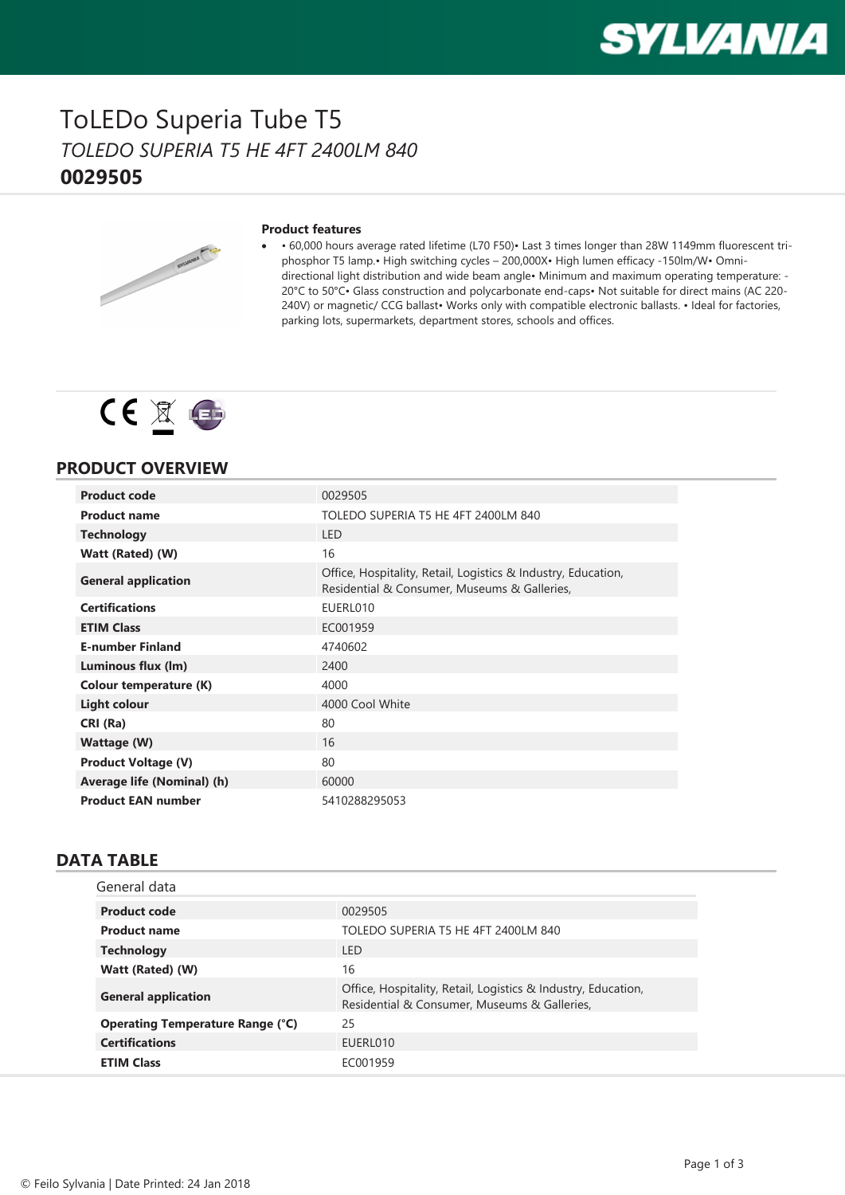# ToLEDo Superia Tube T5

*TOLEDO SUPERIA T5 HE 4FT 2400LM 840*

**0029505**

**Product features**

- • 60,000 hours average rated lifetime (L70 F50)• Last 3 times longer than 28W 1149mm fluorescent tri-phosphor T5 lamp.• High switching cycles – 200,000X• High lumen efficacy -150lm/W• Omni-directional light distribution and wide beam angle• Minimum and maximum operating temperature: -20°C to 50°C• Glass construction and polycarbonate end-caps• Not suitable for direct mains (AC 220-240V) or magnetic/ CCG ballast• Works only with compatible electronic ballasts. • Ideal for factories, parking lots, supermarkets, department stores, schools and offices.

## PRODUCT OVERVIEW

| | |
|---|---|
| **Product code** | 0029505 |
| **Product name** | TOLEDO SUPERIA T5 HE 4FT 2400LM 840 |
| **Technology** | LED |
| **Watt (Rated) (W)** | 16 |
| **General application** | Office, Hospitality, Retail, Logistics & Industry, Education, Residential & Consumer, Museums & Galleries, |
| **Certifications** | EUERL010 |
| **ETIM Class** | EC001959 |
| **E-number Finland** | 4740602 |
| **Luminous flux (lm)** | 2400 |
| **Colour temperature (K)** | 4000 |
| **Light colour** | 4000 Cool White |
| **CRI (Ra)** | 80 |
| **Wattage (W)** | 16 |
| **Product Voltage (V)** | 80 |
| **Average life (Nominal) (h)** | 60000 |
| **Product EAN number** | 5410288295053 |

## DATA TABLE

General data

| | |
|---|---|
| **Product code** | 0029505 |
| **Product name** | TOLEDO SUPERIA T5 HE 4FT 2400LM 840 |
| **Technology** | LED |
| **Watt (Rated) (W)** | 16 |
| **General application** | Office, Hospitality, Retail, Logistics & Industry, Education, Residential & Consumer, Museums & Galleries, |
| **Operating Temperature Range (°C)** | 25 |
| **Certifications** | EUERL010 |
| **ETIM Class** | EC001959 |

© Feilo Sylvania | Date Printed: 24 Jan 2018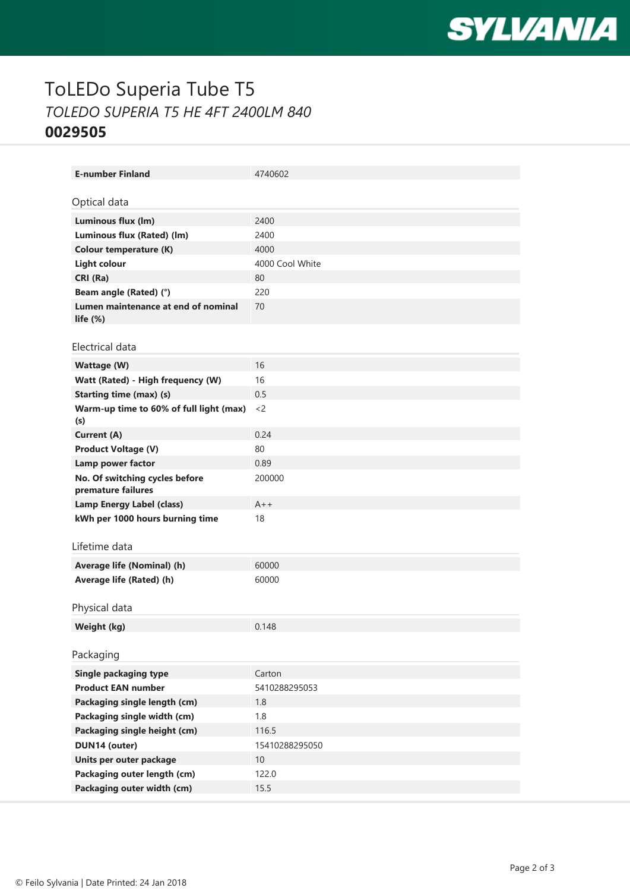# ToLEDo Superia Tube T5

*TOLEDO SUPERIA T5 HE 4FT 2400LM 840*

**0029505**

| | |
|---|---|
| **E-number Finland** | 4740602 |

## Optical data

| | |
|---|---|
| **Luminous flux (lm)** | 2400 |
| **Luminous flux (Rated) (lm)** | 2400 |
| **Colour temperature (K)** | 4000 |
| **Light colour** | 4000 Cool White |
| **CRI (Ra)** | 80 |
| **Beam angle (Rated) (°)** | 220 |
| **Lumen maintenance at end of nominal life (%)** | 70 |

## Electrical data

| | |
|---|---|
| **Wattage (W)** | 16 |
| **Watt (Rated) - High frequency (W)** | 16 |
| **Starting time (max) (s)** | 0.5 |
| **Warm-up time to 60% of full light (max) (s)** | <2 |
| **Current (A)** | 0.24 |
| **Product Voltage (V)** | 80 |
| **Lamp power factor** | 0.89 |
| **No. Of switching cycles before premature failures** | 200000 |
| **Lamp Energy Label (class)** | A++ |
| **kWh per 1000 hours burning time** | 18 |

## Lifetime data

| | |
|---|---|
| **Average life (Nominal) (h)** | 60000 |
| **Average life (Rated) (h)** | 60000 |

## Physical data

| | |
|---|---|
| **Weight (kg)** | 0.148 |

## Packaging

| | |
|---|---|
| **Single packaging type** | Carton |
| **Product EAN number** | 5410288295053 |
| **Packaging single length (cm)** | 1.8 |
| **Packaging single width (cm)** | 1.8 |
| **Packaging single height (cm)** | 116.5 |
| **DUN14 (outer)** | 15410288295050 |
| **Units per outer package** | 10 |
| **Packaging outer length (cm)** | 122.0 |
| **Packaging outer width (cm)** | 15.5 |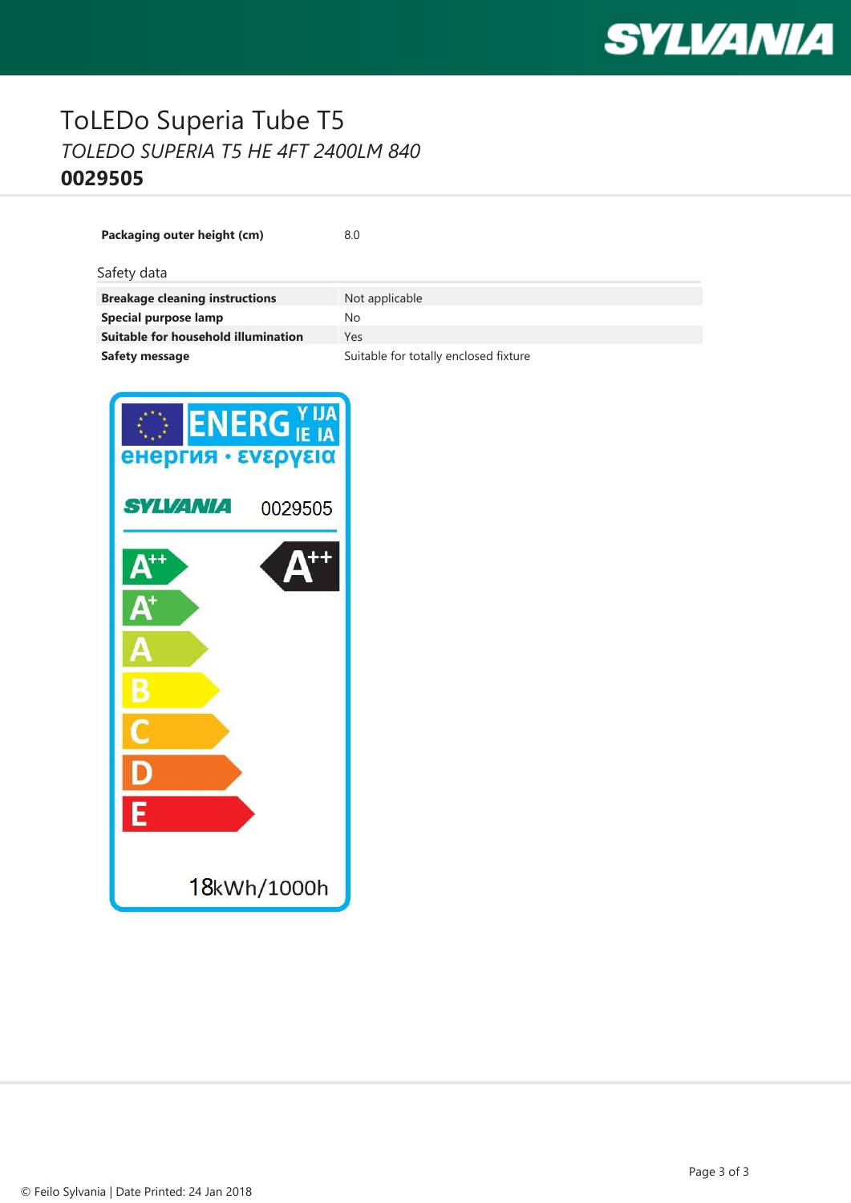# ToLEDo Superia Tube T5

*TOLEDO SUPERIA T5 HE 4FT 2400LM 840*

**0029505**

| | |
|---|---|
| **Packaging outer height (cm)** | 8.0 |

## Safety data

| | |
|---|---|
| **Breakage cleaning instructions** | Not applicable |
| **Special purpose lamp** | No |
| **Suitable for household illumination** | Yes |
| **Safety message** | Suitable for totally enclosed fixture |

ENERGY IJA IE IA енергия · ενεργεια

SYLVANIA 0029505

A++
A+
A
B
C
D
E

A++

18kWh/1000h

© Feilo Sylvania | Date Printed: 24 Jan 2018